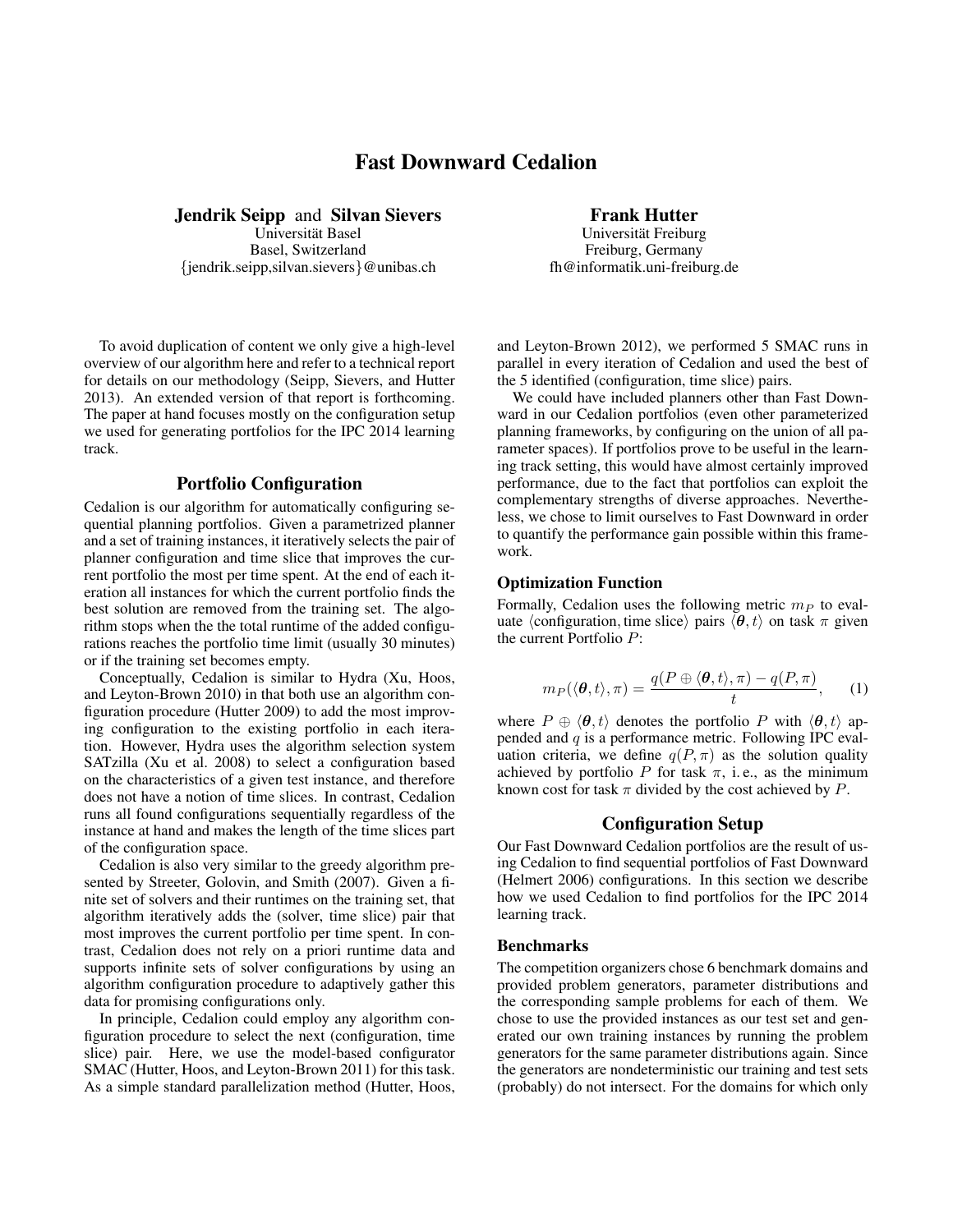# Fast Downward Cedalion

**Jendrik Seipp** and **Silvan Sievers**
Universität Basel
Basel, Switzerland
{jendrik.seipp,silvan.sievers}@unibas.ch

**Frank Hutter**
Universität Freiburg
Freiburg, Germany
fh@informatik.uni-freiburg.de

To avoid duplication of content we only give a high-level overview of our algorithm here and refer to a technical report for details on our methodology (Seipp, Sievers, and Hutter 2013). An extended version of that report is forthcoming. The paper at hand focuses mostly on the configuration setup we used for generating portfolios for the IPC 2014 learning track.

## Portfolio Configuration

Cedalion is our algorithm for automatically configuring sequential planning portfolios. Given a parametrized planner and a set of training instances, it iteratively selects the pair of planner configuration and time slice that improves the current portfolio the most per time spent. At the end of each iteration all instances for which the current portfolio finds the best solution are removed from the training set. The algorithm stops when the the total runtime of the added configurations reaches the portfolio time limit (usually 30 minutes) or if the training set becomes empty.

Conceptually, Cedalion is similar to Hydra (Xu, Hoos, and Leyton-Brown 2010) in that both use an algorithm configuration procedure (Hutter 2009) to add the most improving configuration to the existing portfolio in each iteration. However, Hydra uses the algorithm selection system SATzilla (Xu et al. 2008) to select a configuration based on the characteristics of a given test instance, and therefore does not have a notion of time slices. In contrast, Cedalion runs all found configurations sequentially regardless of the instance at hand and makes the length of the time slices part of the configuration space.

Cedalion is also very similar to the greedy algorithm presented by Streeter, Golovin, and Smith (2007). Given a finite set of solvers and their runtimes on the training set, that algorithm iteratively adds the (solver, time slice) pair that most improves the current portfolio per time spent. In contrast, Cedalion does not rely on a priori runtime data and supports infinite sets of solver configurations by using an algorithm configuration procedure to adaptively gather this data for promising configurations only.

In principle, Cedalion could employ any algorithm configuration procedure to select the next (configuration, time slice) pair. Here, we use the model-based configurator SMAC (Hutter, Hoos, and Leyton-Brown 2011) for this task. As a simple standard parallelization method (Hutter, Hoos, and Leyton-Brown 2012), we performed 5 SMAC runs in parallel in every iteration of Cedalion and used the best of the 5 identified (configuration, time slice) pairs.

We could have included planners other than Fast Downward in our Cedalion portfolios (even other parameterized planning frameworks, by configuring on the union of all parameter spaces). If portfolios prove to be useful in the learning track setting, this would have almost certainly improved performance, due to the fact that portfolios can exploit the complementary strengths of diverse approaches. Nevertheless, we chose to limit ourselves to Fast Downward in order to quantify the performance gain possible within this framework.

### Optimization Function

Formally, Cedalion uses the following metric $m_P$ to evaluate $\langle$configuration, time slice$\rangle$ pairs $\langle \boldsymbol{\theta}, t \rangle$ on task $\pi$ given the current Portfolio $P$:

$$m_P(\langle \boldsymbol{\theta}, t \rangle, \pi) = \frac{q(P \oplus \langle \boldsymbol{\theta}, t \rangle, \pi) - q(P, \pi)}{t}, \qquad (1)$$

where $P \oplus \langle \boldsymbol{\theta}, t \rangle$ denotes the portfolio $P$ with $\langle \boldsymbol{\theta}, t \rangle$ appended and $q$ is a performance metric. Following IPC evaluation criteria, we define $q(P, \pi)$ as the solution quality achieved by portfolio $P$ for task $\pi$, i. e., as the minimum known cost for task $\pi$ divided by the cost achieved by $P$.

## Configuration Setup

Our Fast Downward Cedalion portfolios are the result of using Cedalion to find sequential portfolios of Fast Downward (Helmert 2006) configurations. In this section we describe how we used Cedalion to find portfolios for the IPC 2014 learning track.

### Benchmarks

The competition organizers chose 6 benchmark domains and provided problem generators, parameter distributions and the corresponding sample problems for each of them. We chose to use the provided instances as our test set and generated our own training instances by running the problem generators for the same parameter distributions again. Since the generators are nondeterministic our training and test sets (probably) do not intersect. For the domains for which only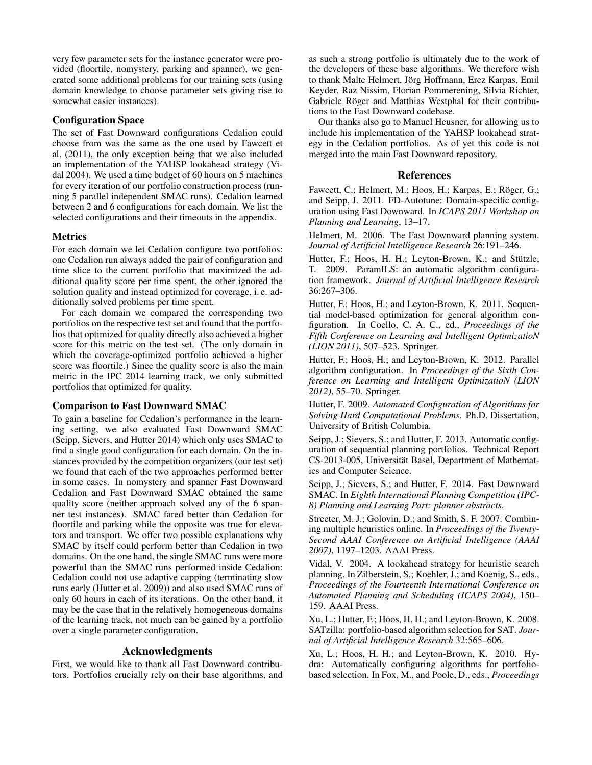very few parameter sets for the instance generator were provided (floortile, nomystery, parking and spanner), we generated some additional problems for our training sets (using domain knowledge to choose parameter sets giving rise to somewhat easier instances).

### Configuration Space

The set of Fast Downward configurations Cedalion could choose from was the same as the one used by Fawcett et al. (2011), the only exception being that we also included an implementation of the YAHSP lookahead strategy (Vidal 2004). We used a time budget of 60 hours on 5 machines for every iteration of our portfolio construction process (running 5 parallel independent SMAC runs). Cedalion learned between 2 and 6 configurations for each domain. We list the selected configurations and their timeouts in the appendix.

### Metrics

For each domain we let Cedalion configure two portfolios: one Cedalion run always added the pair of configuration and time slice to the current portfolio that maximized the additional quality score per time spent, the other ignored the solution quality and instead optimized for coverage, i. e. additionally solved problems per time spent.

For each domain we compared the corresponding two portfolios on the respective test set and found that the portfolios that optimized for quality directly also achieved a higher score for this metric on the test set. (The only domain in which the coverage-optimized portfolio achieved a higher score was floortile.) Since the quality score is also the main metric in the IPC 2014 learning track, we only submitted portfolios that optimized for quality.

### Comparison to Fast Downward SMAC

To gain a baseline for Cedalion's performance in the learning setting, we also evaluated Fast Downward SMAC (Seipp, Sievers, and Hutter 2014) which only uses SMAC to find a single good configuration for each domain. On the instances provided by the competition organizers (our test set) we found that each of the two approaches performed better in some cases. In nomystery and spanner Fast Downward Cedalion and Fast Downward SMAC obtained the same quality score (neither approach solved any of the 6 spanner test instances). SMAC fared better than Cedalion for floortile and parking while the opposite was true for elevators and transport. We offer two possible explanations why SMAC by itself could perform better than Cedalion in two domains. On the one hand, the single SMAC runs were more powerful than the SMAC runs performed inside Cedalion: Cedalion could not use adaptive capping (terminating slow runs early (Hutter et al. 2009)) and also used SMAC runs of only 60 hours in each of its iterations. On the other hand, it may be the case that in the relatively homogeneous domains of the learning track, not much can be gained by a portfolio over a single parameter configuration.

## Acknowledgments

First, we would like to thank all Fast Downward contributors. Portfolios crucially rely on their base algorithms, and as such a strong portfolio is ultimately due to the work of the developers of these base algorithms. We therefore wish to thank Malte Helmert, Jörg Hoffmann, Erez Karpas, Emil Keyder, Raz Nissim, Florian Pommerening, Silvia Richter, Gabriele Röger and Matthias Westphal for their contributions to the Fast Downward codebase.

Our thanks also go to Manuel Heusner, for allowing us to include his implementation of the YAHSP lookahead strategy in the Cedalion portfolios. As of yet this code is not merged into the main Fast Downward repository.

## References

Fawcett, C.; Helmert, M.; Hoos, H.; Karpas, E.; Röger, G.; and Seipp, J. 2011. FD-Autotune: Domain-specific configuration using Fast Downward. In *ICAPS 2011 Workshop on Planning and Learning*, 13–17.

Helmert, M. 2006. The Fast Downward planning system. *Journal of Artificial Intelligence Research* 26:191–246.

Hutter, F.; Hoos, H. H.; Leyton-Brown, K.; and Stützle, T. 2009. ParamILS: an automatic algorithm configuration framework. *Journal of Artificial Intelligence Research* 36:267–306.

Hutter, F.; Hoos, H.; and Leyton-Brown, K. 2011. Sequential model-based optimization for general algorithm configuration. In Coello, C. A. C., ed., *Proceedings of the Fifth Conference on Learning and Intelligent OptimizatioN (LION 2011)*, 507–523. Springer.

Hutter, F.; Hoos, H.; and Leyton-Brown, K. 2012. Parallel algorithm configuration. In *Proceedings of the Sixth Conference on Learning and Intelligent OptimizatioN (LION 2012)*, 55–70. Springer.

Hutter, F. 2009. *Automated Configuration of Algorithms for Solving Hard Computational Problems*. Ph.D. Dissertation, University of British Columbia.

Seipp, J.; Sievers, S.; and Hutter, F. 2013. Automatic configuration of sequential planning portfolios. Technical Report CS-2013-005, Universität Basel, Department of Mathematics and Computer Science.

Seipp, J.; Sievers, S.; and Hutter, F. 2014. Fast Downward SMAC. In *Eighth International Planning Competition (IPC-8) Planning and Learning Part: planner abstracts*.

Streeter, M. J.; Golovin, D.; and Smith, S. F. 2007. Combining multiple heuristics online. In *Proceedings of the Twenty-Second AAAI Conference on Artificial Intelligence (AAAI 2007)*, 1197–1203. AAAI Press.

Vidal, V. 2004. A lookahead strategy for heuristic search planning. In Zilberstein, S.; Koehler, J.; and Koenig, S., eds., *Proceedings of the Fourteenth International Conference on Automated Planning and Scheduling (ICAPS 2004)*, 150–159. AAAI Press.

Xu, L.; Hutter, F.; Hoos, H. H.; and Leyton-Brown, K. 2008. SATzilla: portfolio-based algorithm selection for SAT. *Journal of Artificial Intelligence Research* 32:565–606.

Xu, L.; Hoos, H. H.; and Leyton-Brown, K. 2010. Hydra: Automatically configuring algorithms for portfolio-based selection. In Fox, M., and Poole, D., eds., *Proceedings*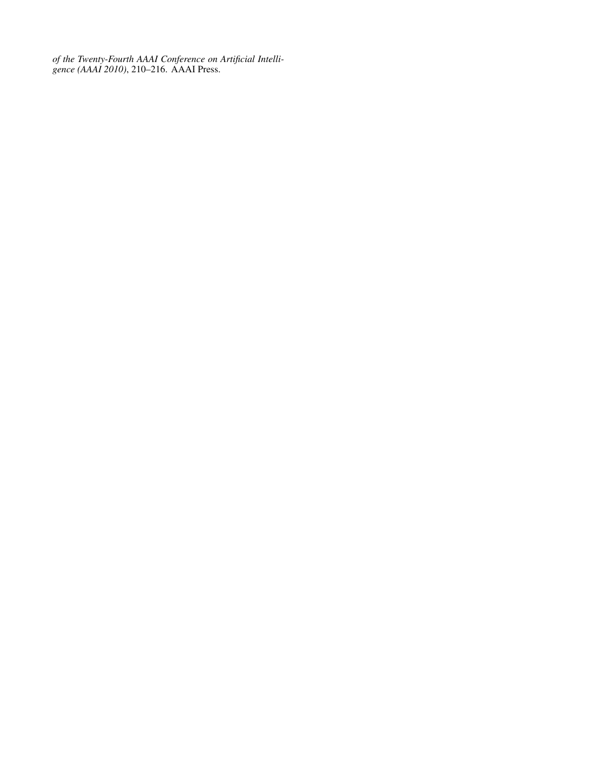*of the Twenty-Fourth AAAI Conference on Artificial Intelligence (AAAI 2010)*, 210–216. AAAI Press.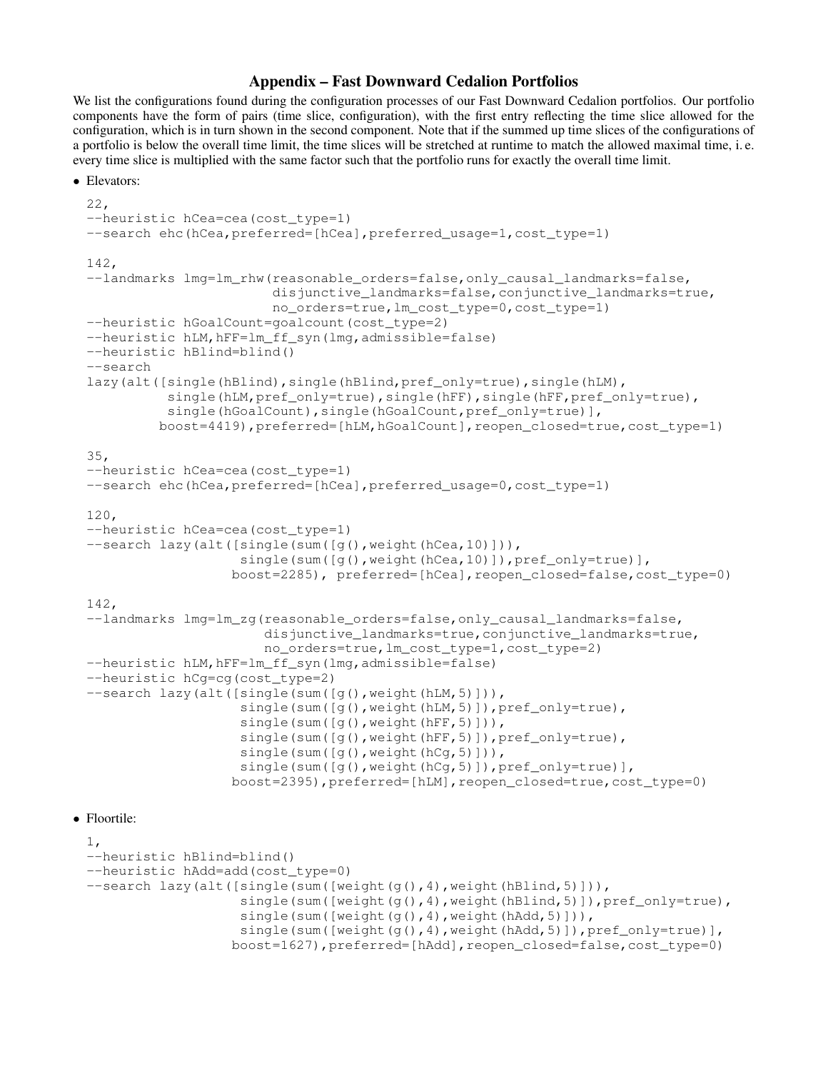# Appendix – Fast Downward Cedalion Portfolios

We list the configurations found during the configuration processes of our Fast Downward Cedalion portfolios. Our portfolio components have the form of pairs (time slice, configuration), with the first entry reflecting the time slice allowed for the configuration, which is in turn shown in the second component. Note that if the summed up time slices of the configurations of a portfolio is below the overall time limit, the time slices will be stretched at runtime to match the allowed maximal time, i. e. every time slice is multiplied with the same factor such that the portfolio runs for exactly the overall time limit.

- Elevators:

```
22,
--heuristic hCea=cea(cost_type=1)
--search ehc(hCea,preferred=[hCea],preferred_usage=1,cost_type=1)

142,
--landmarks lmg=lm_rhw(reasonable_orders=false,only_causal_landmarks=false,
                       disjunctive_landmarks=false,conjunctive_landmarks=true,
                       no_orders=true,lm_cost_type=0,cost_type=1)
--heuristic hGoalCount=goalcount(cost_type=2)
--heuristic hLM,hFF=lm_ff_syn(lmg,admissible=false)
--heuristic hBlind=blind()
--search
lazy(alt([single(hBlind),single(hBlind,pref_only=true),single(hLM),
          single(hLM,pref_only=true),single(hFF),single(hFF,pref_only=true),
          single(hGoalCount),single(hGoalCount,pref_only=true)],
         boost=4419),preferred=[hLM,hGoalCount],reopen_closed=true,cost_type=1)

35,
--heuristic hCea=cea(cost_type=1)
--search ehc(hCea,preferred=[hCea],preferred_usage=0,cost_type=1)

120,
--heuristic hCea=cea(cost_type=1)
--search lazy(alt([single(sum([g(),weight(hCea,10)])),
                   single(sum([g(),weight(hCea,10)]),pref_only=true)],
                  boost=2285), preferred=[hCea],reopen_closed=false,cost_type=0)

142,
--landmarks lmg=lm_zg(reasonable_orders=false,only_causal_landmarks=false,
                      disjunctive_landmarks=true,conjunctive_landmarks=true,
                      no_orders=true,lm_cost_type=1,cost_type=2)
--heuristic hLM,hFF=lm_ff_syn(lmg,admissible=false)
--heuristic hCg=cg(cost_type=2)
--search lazy(alt([single(sum([g(),weight(hLM,5)])),
                   single(sum([g(),weight(hLM,5)]),pref_only=true),
                   single(sum([g(),weight(hFF,5)])),
                   single(sum([g(),weight(hFF,5)]),pref_only=true),
                   single(sum([g(),weight(hCg,5)])),
                   single(sum([g(),weight(hCg,5)]),pref_only=true)],
                  boost=2395),preferred=[hLM],reopen_closed=true,cost_type=0)
```

- Floortile:

```
1,
--heuristic hBlind=blind()
--heuristic hAdd=add(cost_type=0)
--search lazy(alt([single(sum([weight(g(),4),weight(hBlind,5)])),
                   single(sum([weight(g(),4),weight(hBlind,5)]),pref_only=true),
                   single(sum([weight(g(),4),weight(hAdd,5)])),
                   single(sum([weight(g(),4),weight(hAdd,5)]),pref_only=true)],
                  boost=1627),preferred=[hAdd],reopen_closed=false,cost_type=0)
```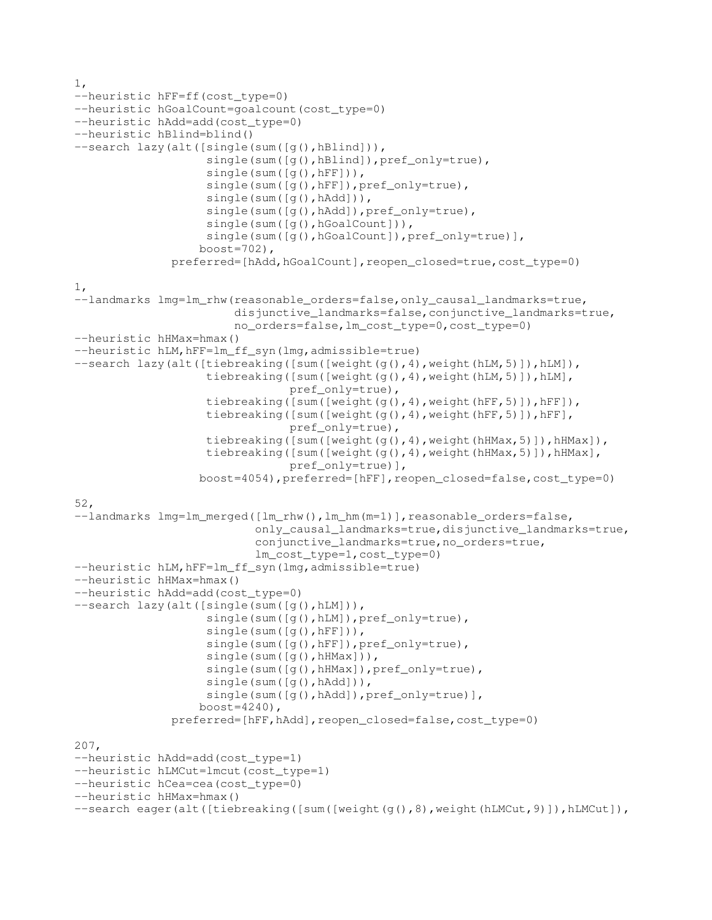```
1,
--heuristic hFF=ff(cost_type=0)
--heuristic hGoalCount=goalcount(cost_type=0)
--heuristic hAdd=add(cost_type=0)
--heuristic hBlind=blind()
--search lazy(alt([single(sum([g(),hBlind])),
                   single(sum([g(),hBlind]),pref_only=true),
                   single(sum([g(),hFF])),
                   single(sum([g(),hFF]),pref_only=true),
                   single(sum([g(),hAdd])),
                   single(sum([g(),hAdd]),pref_only=true),
                   single(sum([g(),hGoalCount])),
                   single(sum([g(),hGoalCount]),pref_only=true)],
                  boost=702),
              preferred=[hAdd,hGoalCount],reopen_closed=true,cost_type=0)

1,
--landmarks lmg=lm_rhw(reasonable_orders=false,only_causal_landmarks=true,
                       disjunctive_landmarks=false,conjunctive_landmarks=true,
                       no_orders=false,lm_cost_type=0,cost_type=0)
--heuristic hHMax=hmax()
--heuristic hLM,hFF=lm_ff_syn(lmg,admissible=true)
--search lazy(alt([tiebreaking([sum([weight(g(),4),weight(hLM,5)]),hLM]),
                   tiebreaking([sum([weight(g(),4),weight(hLM,5)]),hLM],
                               pref_only=true),
                   tiebreaking([sum([weight(g(),4),weight(hFF,5)]),hFF]),
                   tiebreaking([sum([weight(g(),4),weight(hFF,5)]),hFF],
                               pref_only=true),
                   tiebreaking([sum([weight(g(),4),weight(hHMax,5)]),hHMax]),
                   tiebreaking([sum([weight(g(),4),weight(hHMax,5)]),hHMax],
                               pref_only=true)],
                  boost=4054),preferred=[hFF],reopen_closed=false,cost_type=0)

52,
--landmarks lmg=lm_merged([lm_rhw(),lm_hm(m=1)],reasonable_orders=false,
                          only_causal_landmarks=true,disjunctive_landmarks=true,
                          conjunctive_landmarks=true,no_orders=true,
                          lm_cost_type=1,cost_type=0)
--heuristic hLM,hFF=lm_ff_syn(lmg,admissible=true)
--heuristic hHMax=hmax()
--heuristic hAdd=add(cost_type=0)
--search lazy(alt([single(sum([g(),hLM])),
                   single(sum([g(),hLM]),pref_only=true),
                   single(sum([g(),hFF])),
                   single(sum([g(),hFF]),pref_only=true),
                   single(sum([g(),hHMax])),
                   single(sum([g(),hHMax]),pref_only=true),
                   single(sum([g(),hAdd])),
                   single(sum([g(),hAdd]),pref_only=true)],
                  boost=4240),
              preferred=[hFF,hAdd],reopen_closed=false,cost_type=0)

207,
--heuristic hAdd=add(cost_type=1)
--heuristic hLMCut=lmcut(cost_type=1)
--heuristic hCea=cea(cost_type=0)
--heuristic hHMax=hmax()
--search eager(alt([tiebreaking([sum([weight(g(),8),weight(hLMCut,9)]),hLMCut]),
```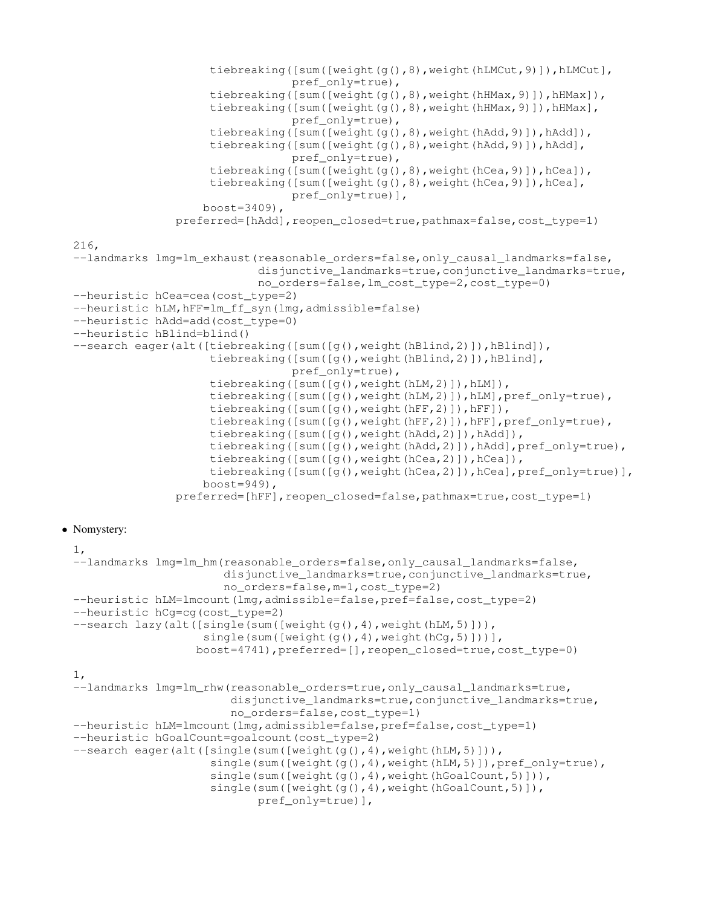```
                    tiebreaking([sum([weight(g(),8),weight(hLMCut,9)]),hLMCut],
                                pref_only=true),
                    tiebreaking([sum([weight(g(),8),weight(hHMax,9)]),hHMax]),
                    tiebreaking([sum([weight(g(),8),weight(hHMax,9)]),hHMax],
                                pref_only=true),
                    tiebreaking([sum([weight(g(),8),weight(hAdd,9)]),hAdd]),
                    tiebreaking([sum([weight(g(),8),weight(hAdd,9)]),hAdd],
                                pref_only=true),
                    tiebreaking([sum([weight(g(),8),weight(hCea,9)]),hCea]),
                    tiebreaking([sum([weight(g(),8),weight(hCea,9)]),hCea],
                                pref_only=true)],
                   boost=3409),
               preferred=[hAdd],reopen_closed=true,pathmax=false,cost_type=1)
```

```
216,
--landmarks lmg=lm_exhaust(reasonable_orders=false,only_causal_landmarks=false,
                           disjunctive_landmarks=true,conjunctive_landmarks=true,
                           no_orders=false,lm_cost_type=2,cost_type=0)
--heuristic hCea=cea(cost_type=2)
--heuristic hLM,hFF=lm_ff_syn(lmg,admissible=false)
--heuristic hAdd=add(cost_type=0)
--heuristic hBlind=blind()
--search eager(alt([tiebreaking([sum([g(),weight(hBlind,2)]),hBlind]),
                    tiebreaking([sum([g(),weight(hBlind,2)]),hBlind],
                                pref_only=true),
                    tiebreaking([sum([g(),weight(hLM,2)]),hLM]),
                    tiebreaking([sum([g(),weight(hLM,2)]),hLM],pref_only=true),
                    tiebreaking([sum([g(),weight(hFF,2)]),hFF]),
                    tiebreaking([sum([g(),weight(hFF,2)]),hFF],pref_only=true),
                    tiebreaking([sum([g(),weight(hAdd,2)]),hAdd]),
                    tiebreaking([sum([g(),weight(hAdd,2)]),hAdd],pref_only=true),
                    tiebreaking([sum([g(),weight(hCea,2)]),hCea]),
                    tiebreaking([sum([g(),weight(hCea,2)]),hCea],pref_only=true)],
                   boost=949),
               preferred=[hFF],reopen_closed=false,pathmax=true,cost_type=1)
```

- Nomystery:

```
1,
--landmarks lmg=lm_hm(reasonable_orders=false,only_causal_landmarks=false,
                      disjunctive_landmarks=true,conjunctive_landmarks=true,
                      no_orders=false,m=1,cost_type=2)
--heuristic hLM=lmcount(lmg,admissible=false,pref=false,cost_type=2)
--heuristic hCg=cg(cost_type=2)
--search lazy(alt([single(sum([weight(g(),4),weight(hLM,5)])),
                   single(sum([weight(g(),4),weight(hCg,5)]))],
                  boost=4741),preferred=[],reopen_closed=true,cost_type=0)
```

```
1,
--landmarks lmg=lm_rhw(reasonable_orders=true,only_causal_landmarks=true,
                       disjunctive_landmarks=true,conjunctive_landmarks=true,
                       no_orders=false,cost_type=1)
--heuristic hLM=lmcount(lmg,admissible=false,pref=false,cost_type=1)
--heuristic hGoalCount=goalcount(cost_type=2)
--search eager(alt([single(sum([weight(g(),4),weight(hLM,5)])),
                    single(sum([weight(g(),4),weight(hLM,5)]),pref_only=true),
                    single(sum([weight(g(),4),weight(hGoalCount,5)])),
                    single(sum([weight(g(),4),weight(hGoalCount,5)]),
                           pref_only=true)],
```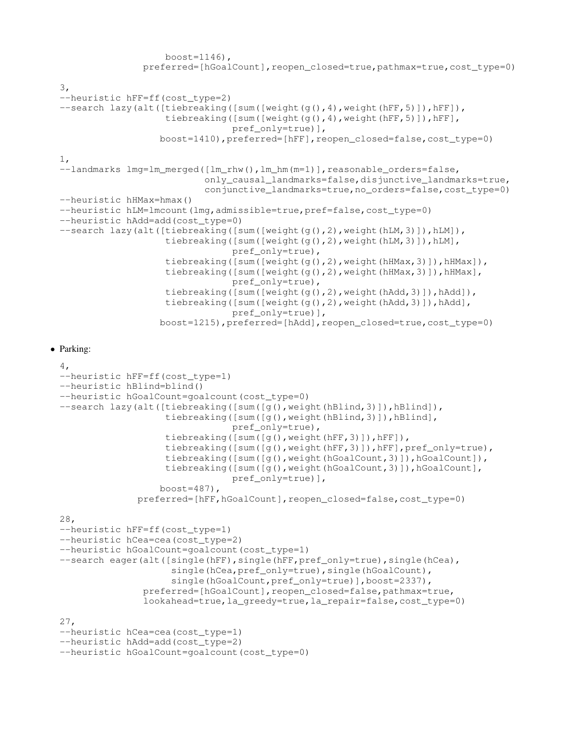```
                    boost=1146),
                preferred=[hGoalCount],reopen_closed=true,pathmax=true,cost_type=0)

3,
--heuristic hFF=ff(cost_type=2)
--search lazy(alt([tiebreaking([sum([weight(g(),4),weight(hFF,5)]),hFF]),
                   tiebreaking([sum([weight(g(),4),weight(hFF,5)]),hFF],
                               pref_only=true)],
                  boost=1410),preferred=[hFF],reopen_closed=false,cost_type=0)

1,
--landmarks lmg=lm_merged([lm_rhw(),lm_hm(m=1)],reasonable_orders=false,
                          only_causal_landmarks=false,disjunctive_landmarks=true,
                          conjunctive_landmarks=true,no_orders=false,cost_type=0)
--heuristic hHMax=hmax()
--heuristic hLM=lmcount(lmg,admissible=true,pref=false,cost_type=0)
--heuristic hAdd=add(cost_type=0)
--search lazy(alt([tiebreaking([sum([weight(g(),2),weight(hLM,3)]),hLM]),
                   tiebreaking([sum([weight(g(),2),weight(hLM,3)]),hLM],
                               pref_only=true),
                   tiebreaking([sum([weight(g(),2),weight(hHMax,3)]),hHMax]),
                   tiebreaking([sum([weight(g(),2),weight(hHMax,3)]),hHMax],
                               pref_only=true),
                   tiebreaking([sum([weight(g(),2),weight(hAdd,3)]),hAdd]),
                   tiebreaking([sum([weight(g(),2),weight(hAdd,3)]),hAdd],
                               pref_only=true)],
                  boost=1215),preferred=[hAdd],reopen_closed=true,cost_type=0)
```

- Parking:

```
4,
--heuristic hFF=ff(cost_type=1)
--heuristic hBlind=blind()
--heuristic hGoalCount=goalcount(cost_type=0)
--search lazy(alt([tiebreaking([sum([g(),weight(hBlind,3)]),hBlind]),
                   tiebreaking([sum([g(),weight(hBlind,3)]),hBlind],
                               pref_only=true),
                   tiebreaking([sum([g(),weight(hFF,3)]),hFF]),
                   tiebreaking([sum([g(),weight(hFF,3)]),hFF],pref_only=true),
                   tiebreaking([sum([g(),weight(hGoalCount,3)]),hGoalCount]),
                   tiebreaking([sum([g(),weight(hGoalCount,3)]),hGoalCount],
                               pref_only=true)],
                  boost=487),
              preferred=[hFF,hGoalCount],reopen_closed=false,cost_type=0)

28,
--heuristic hFF=ff(cost_type=1)
--heuristic hCea=cea(cost_type=2)
--heuristic hGoalCount=goalcount(cost_type=1)
--search eager(alt([single(hFF),single(hFF,pref_only=true),single(hCea),
                    single(hCea,pref_only=true),single(hGoalCount),
                    single(hGoalCount,pref_only=true)],boost=2337),
               preferred=[hGoalCount],reopen_closed=false,pathmax=true,
               lookahead=true,la_greedy=true,la_repair=false,cost_type=0)

27,
--heuristic hCea=cea(cost_type=1)
--heuristic hAdd=add(cost_type=2)
--heuristic hGoalCount=goalcount(cost_type=0)
```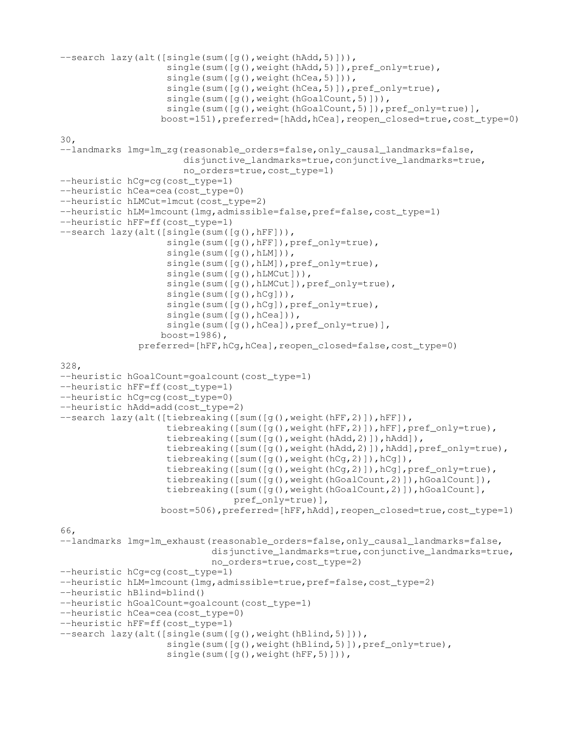```
--search lazy(alt([single(sum([g(),weight(hAdd,5)])),
                   single(sum([g(),weight(hAdd,5)]),pref_only=true),
                   single(sum([g(),weight(hCea,5)])),
                   single(sum([g(),weight(hCea,5)]),pref_only=true),
                   single(sum([g(),weight(hGoalCount,5)])),
                   single(sum([g(),weight(hGoalCount,5)]),pref_only=true)],
                  boost=151),preferred=[hAdd,hCea],reopen_closed=true,cost_type=0)

30,
--landmarks lmg=lm_zg(reasonable_orders=false,only_causal_landmarks=false,
                      disjunctive_landmarks=true,conjunctive_landmarks=true,
                      no_orders=true,cost_type=1)
--heuristic hCg=cg(cost_type=1)
--heuristic hCea=cea(cost_type=0)
--heuristic hLMCut=lmcut(cost_type=2)
--heuristic hLM=lmcount(lmg,admissible=false,pref=false,cost_type=1)
--heuristic hFF=ff(cost_type=1)
--search lazy(alt([single(sum([g(),hFF])),
                   single(sum([g(),hFF]),pref_only=true),
                   single(sum([g(),hLM])),
                   single(sum([g(),hLM]),pref_only=true),
                   single(sum([g(),hLMCut])),
                   single(sum([g(),hLMCut]),pref_only=true),
                   single(sum([g(),hCg])),
                   single(sum([g(),hCg]),pref_only=true),
                   single(sum([g(),hCea])),
                   single(sum([g(),hCea]),pref_only=true)],
                  boost=1986),
              preferred=[hFF,hCg,hCea],reopen_closed=false,cost_type=0)

328,
--heuristic hGoalCount=goalcount(cost_type=1)
--heuristic hFF=ff(cost_type=1)
--heuristic hCg=cg(cost_type=0)
--heuristic hAdd=add(cost_type=2)
--search lazy(alt([tiebreaking([sum([g(),weight(hFF,2)]),hFF]),
                   tiebreaking([sum([g(),weight(hFF,2)]),hFF],pref_only=true),
                   tiebreaking([sum([g(),weight(hAdd,2)]),hAdd]),
                   tiebreaking([sum([g(),weight(hAdd,2)]),hAdd],pref_only=true),
                   tiebreaking([sum([g(),weight(hCg,2)]),hCg]),
                   tiebreaking([sum([g(),weight(hCg,2)]),hCg],pref_only=true),
                   tiebreaking([sum([g(),weight(hGoalCount,2)]),hGoalCount]),
                   tiebreaking([sum([g(),weight(hGoalCount,2)]),hGoalCount],
                               pref_only=true)],
                  boost=506),preferred=[hFF,hAdd],reopen_closed=true,cost_type=1)

66,
--landmarks lmg=lm_exhaust(reasonable_orders=false,only_causal_landmarks=false,
                           disjunctive_landmarks=true,conjunctive_landmarks=true,
                           no_orders=true,cost_type=2)
--heuristic hCg=cg(cost_type=1)
--heuristic hLM=lmcount(lmg,admissible=true,pref=false,cost_type=2)
--heuristic hBlind=blind()
--heuristic hGoalCount=goalcount(cost_type=1)
--heuristic hCea=cea(cost_type=0)
--heuristic hFF=ff(cost_type=1)
--search lazy(alt([single(sum([g(),weight(hBlind,5)])),
                   single(sum([g(),weight(hBlind,5)]),pref_only=true),
                   single(sum([g(),weight(hFF,5)])),
```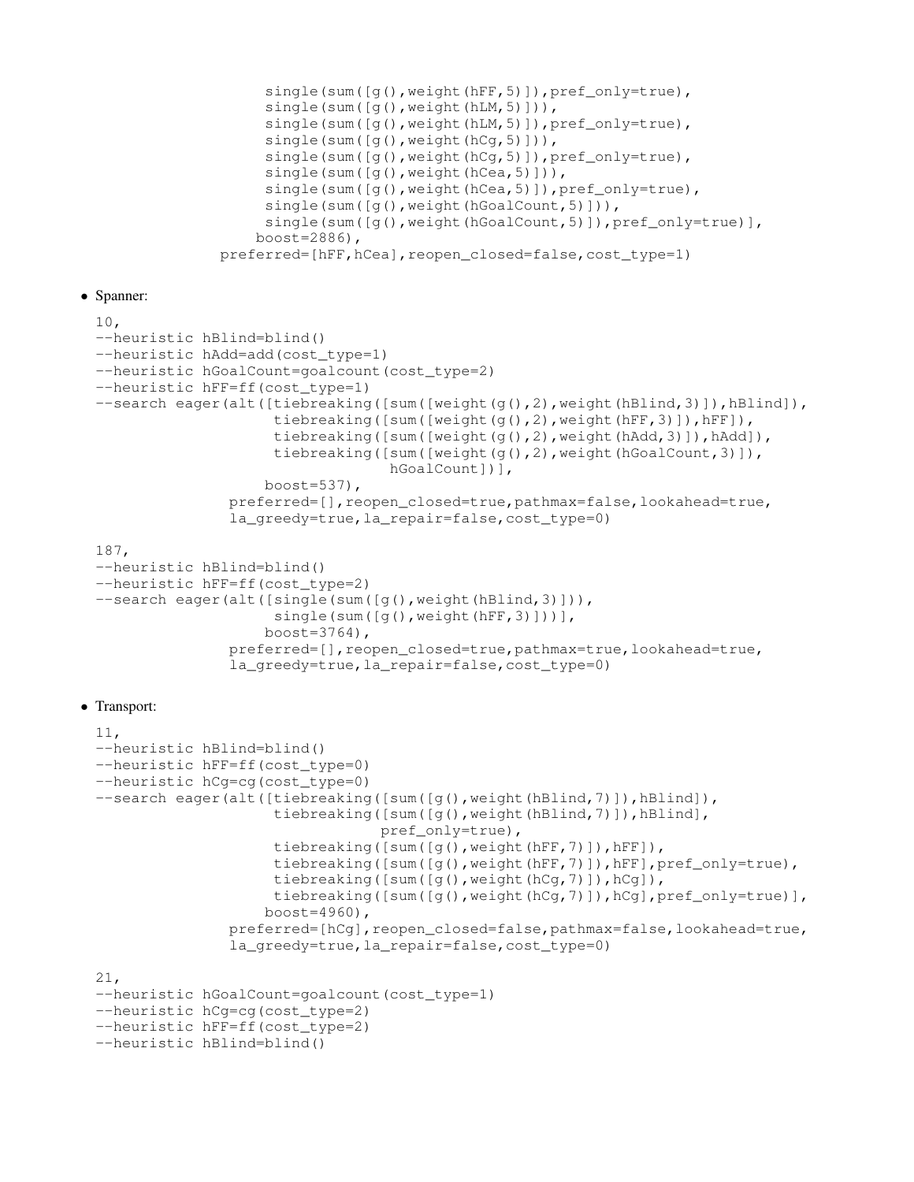```
                    single(sum([g(),weight(hFF,5)]),pref_only=true),
                    single(sum([g(),weight(hLM,5)])),
                    single(sum([g(),weight(hLM,5)]),pref_only=true),
                    single(sum([g(),weight(hCg,5)])),
                    single(sum([g(),weight(hCg,5)]),pref_only=true),
                    single(sum([g(),weight(hCea,5)])),
                    single(sum([g(),weight(hCea,5)]),pref_only=true),
                    single(sum([g(),weight(hGoalCount,5)])),
                    single(sum([g(),weight(hGoalCount,5)]),pref_only=true)],
                   boost=2886),
               preferred=[hFF,hCea],reopen_closed=false,cost_type=1)
```

- Spanner:

```
10,
--heuristic hBlind=blind()
--heuristic hAdd=add(cost_type=1)
--heuristic hGoalCount=goalcount(cost_type=2)
--heuristic hFF=ff(cost_type=1)
--search eager(alt([tiebreaking([sum([weight(g(),2),weight(hBlind,3)]),hBlind]),
                    tiebreaking([sum([weight(g(),2),weight(hFF,3)]),hFF]),
                    tiebreaking([sum([weight(g(),2),weight(hAdd,3)]),hAdd]),
                    tiebreaking([sum([weight(g(),2),weight(hGoalCount,3)]),
                                 hGoalCount])],
                   boost=537),
               preferred=[],reopen_closed=true,pathmax=false,lookahead=true,
               la_greedy=true,la_repair=false,cost_type=0)

187,
--heuristic hBlind=blind()
--heuristic hFF=ff(cost_type=2)
--search eager(alt([single(sum([g(),weight(hBlind,3)])),
                    single(sum([g(),weight(hFF,3)]))],
                   boost=3764),
               preferred=[],reopen_closed=true,pathmax=true,lookahead=true,
               la_greedy=true,la_repair=false,cost_type=0)
```

- Transport:

```
11,
--heuristic hBlind=blind()
--heuristic hFF=ff(cost_type=0)
--heuristic hCg=cg(cost_type=0)
--search eager(alt([tiebreaking([sum([g(),weight(hBlind,7)]),hBlind]),
                    tiebreaking([sum([g(),weight(hBlind,7)]),hBlind],
                                pref_only=true),
                    tiebreaking([sum([g(),weight(hFF,7)]),hFF]),
                    tiebreaking([sum([g(),weight(hFF,7)]),hFF],pref_only=true),
                    tiebreaking([sum([g(),weight(hCg,7)]),hCg]),
                    tiebreaking([sum([g(),weight(hCg,7)]),hCg],pref_only=true)],
                   boost=4960),
               preferred=[hCg],reopen_closed=false,pathmax=false,lookahead=true,
               la_greedy=true,la_repair=false,cost_type=0)

21,
--heuristic hGoalCount=goalcount(cost_type=1)
--heuristic hCg=cg(cost_type=2)
--heuristic hFF=ff(cost_type=2)
--heuristic hBlind=blind()
```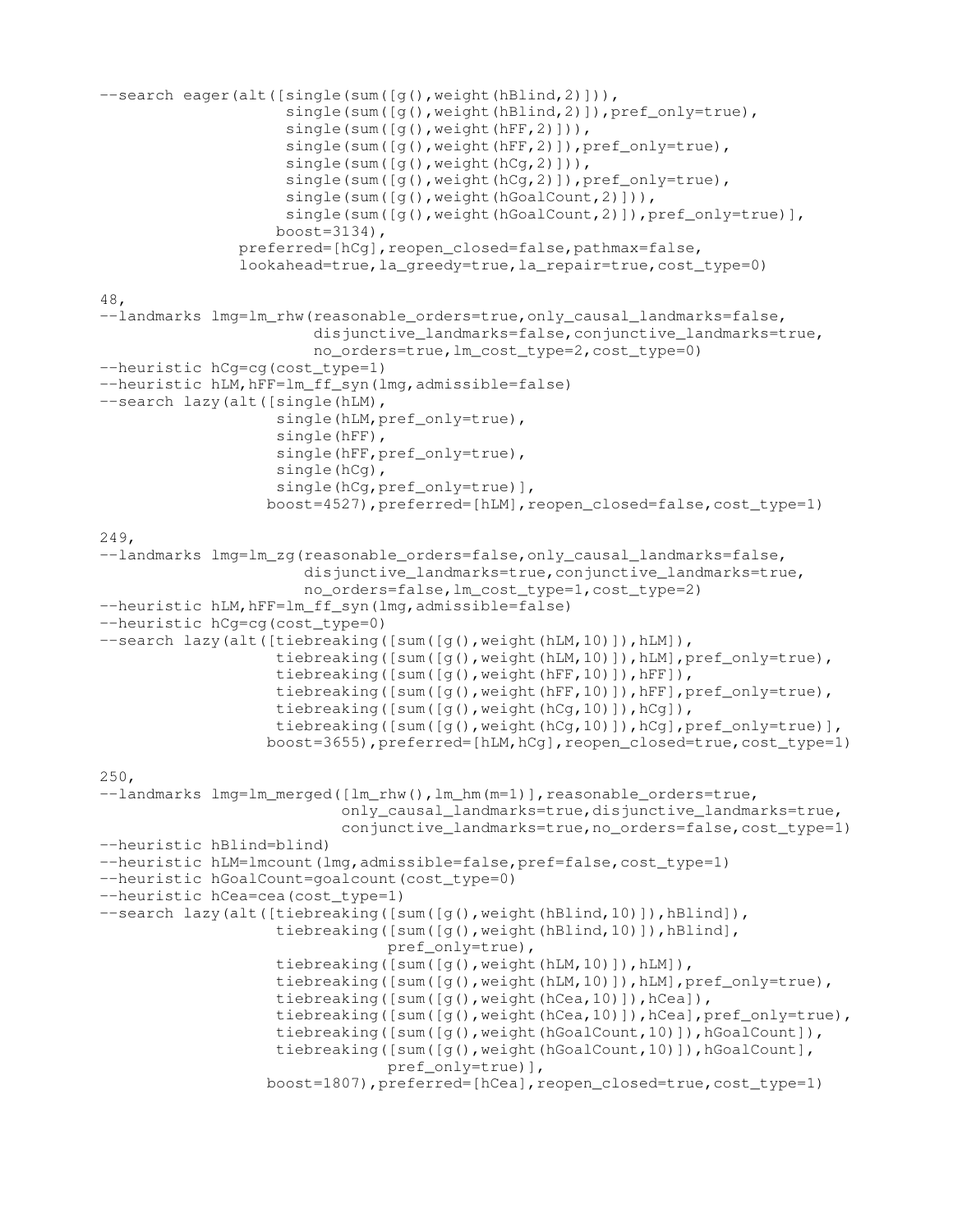```
--search eager(alt([single(sum([g(),weight(hBlind,2)])),
                    single(sum([g(),weight(hBlind,2)]),pref_only=true),
                    single(sum([g(),weight(hFF,2)])),
                    single(sum([g(),weight(hFF,2)]),pref_only=true),
                    single(sum([g(),weight(hCg,2)])),
                    single(sum([g(),weight(hCg,2)]),pref_only=true),
                    single(sum([g(),weight(hGoalCount,2)])),
                    single(sum([g(),weight(hGoalCount,2)]),pref_only=true)],
                   boost=3134),
               preferred=[hCg],reopen_closed=false,pathmax=false,
               lookahead=true,la_greedy=true,la_repair=true,cost_type=0)

48,
--landmarks lmg=lm_rhw(reasonable_orders=true,only_causal_landmarks=false,
                       disjunctive_landmarks=false,conjunctive_landmarks=true,
                       no_orders=true,lm_cost_type=2,cost_type=0)
--heuristic hCg=cg(cost_type=1)
--heuristic hLM,hFF=lm_ff_syn(lmg,admissible=false)
--search lazy(alt([single(hLM),
                   single(hLM,pref_only=true),
                   single(hFF),
                   single(hFF,pref_only=true),
                   single(hCg),
                   single(hCg,pref_only=true)],
                  boost=4527),preferred=[hLM],reopen_closed=false,cost_type=1)

249,
--landmarks lmg=lm_zg(reasonable_orders=false,only_causal_landmarks=false,
                      disjunctive_landmarks=true,conjunctive_landmarks=true,
                      no_orders=false,lm_cost_type=1,cost_type=2)
--heuristic hLM,hFF=lm_ff_syn(lmg,admissible=false)
--heuristic hCg=cg(cost_type=0)
--search lazy(alt([tiebreaking([sum([g(),weight(hLM,10)]),hLM]),
                   tiebreaking([sum([g(),weight(hLM,10)]),hLM],pref_only=true),
                   tiebreaking([sum([g(),weight(hFF,10)]),hFF]),
                   tiebreaking([sum([g(),weight(hFF,10)]),hFF],pref_only=true),
                   tiebreaking([sum([g(),weight(hCg,10)]),hCg]),
                   tiebreaking([sum([g(),weight(hCg,10)]),hCg],pref_only=true)],
                  boost=3655),preferred=[hLM,hCg],reopen_closed=true,cost_type=1)

250,
--landmarks lmg=lm_merged([lm_rhw(),lm_hm(m=1)],reasonable_orders=true,
                          only_causal_landmarks=true,disjunctive_landmarks=true,
                          conjunctive_landmarks=true,no_orders=false,cost_type=1)
--heuristic hBlind=blind()
--heuristic hLM=lmcount(lmg,admissible=false,pref=false,cost_type=1)
--heuristic hGoalCount=goalcount(cost_type=0)
--heuristic hCea=cea(cost_type=1)
--search lazy(alt([tiebreaking([sum([g(),weight(hBlind,10)]),hBlind]),
                   tiebreaking([sum([g(),weight(hBlind,10)]),hBlind],
                               pref_only=true),
                   tiebreaking([sum([g(),weight(hLM,10)]),hLM]),
                   tiebreaking([sum([g(),weight(hLM,10)]),hLM],pref_only=true),
                   tiebreaking([sum([g(),weight(hCea,10)]),hCea]),
                   tiebreaking([sum([g(),weight(hCea,10)]),hCea],pref_only=true),
                   tiebreaking([sum([g(),weight(hGoalCount,10)]),hGoalCount]),
                   tiebreaking([sum([g(),weight(hGoalCount,10)]),hGoalCount],
                               pref_only=true)],
                  boost=1807),preferred=[hCea],reopen_closed=true,cost_type=1)
```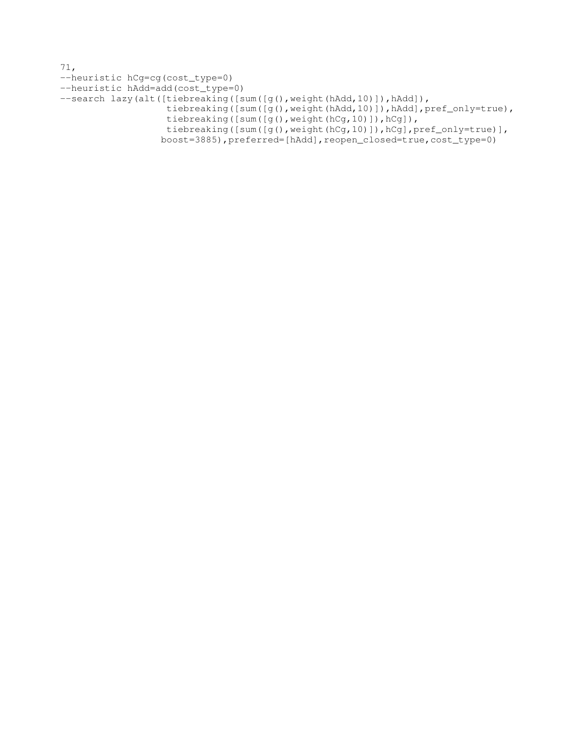```
71,
--heuristic hCg=cg(cost_type=0)
--heuristic hAdd=add(cost_type=0)
--search lazy(alt([tiebreaking([sum([g(),weight(hAdd,10)]),hAdd]),
                   tiebreaking([sum([g(),weight(hAdd,10)]),hAdd],pref_only=true),
                   tiebreaking([sum([g(),weight(hCg,10)]),hCg]),
                   tiebreaking([sum([g(),weight(hCg,10)]),hCg],pref_only=true)],
                  boost=3885),preferred=[hAdd],reopen_closed=true,cost_type=0)
```